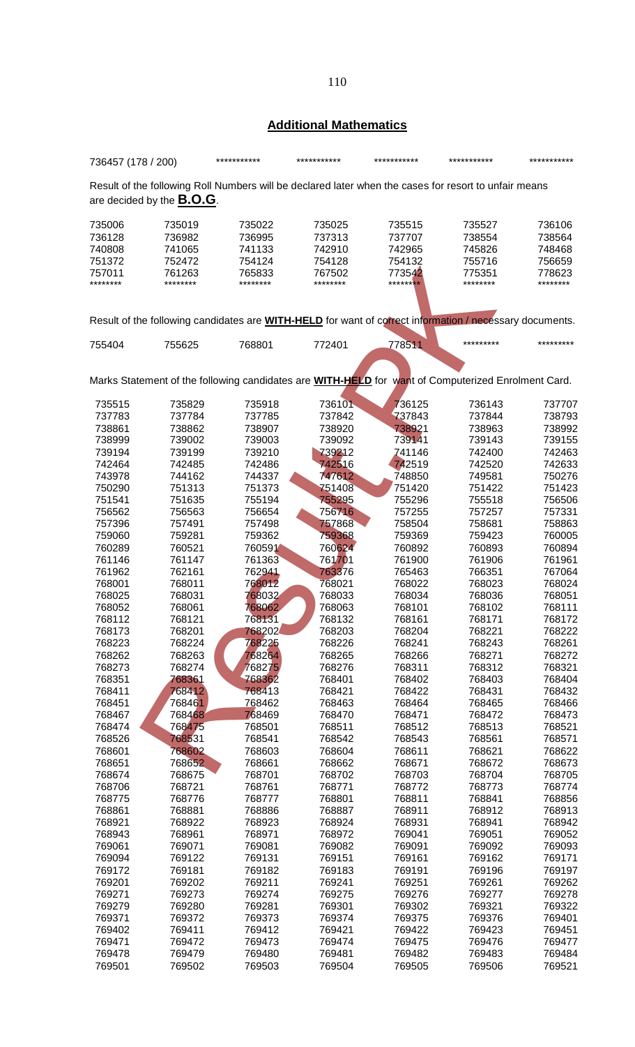## Additional Mathematics

736457 (178 / 200) *********** *********** *********** *********** ***********

Result of the following Roll Numbers will be declared later when the cases for resort to unfair means are decided by the **B.O.G**.

| | | | | | | |
|---|---|---|---|---|---|---|
| 735006 | 735019 | 735022 | 735025 | 735515 | 735527 | 736106 |
| 736128 | 736982 | 736995 | 737313 | 737707 | 738554 | 738564 |
| 740808 | 741065 | 741133 | 742910 | 742965 | 745826 | 748468 |
| 751372 | 752472 | 754124 | 754128 | 754132 | 755716 | 756659 |
| 757011 | 761263 | 765833 | 767502 | 773542 | 775351 | 778623 |
| ******** | ******** | ******** | ******** | ******** | ******** | ******** |

Result of the following candidates are **WITH-HELD** for want of correct information / necessary documents.

| | | | | | | |
|---|---|---|---|---|---|---|
| 755404 | 755625 | 768801 | 772401 | 778511 | ********* | ********* |

Marks Statement of the following candidates are **WITH-HELD** for want of Computerized Enrolment Card.

| | | | | | | |
|---|---|---|---|---|---|---|
| 735515 | 735829 | 735918 | 736101 | 736125 | 736143 | 737707 |
| 737783 | 737784 | 737785 | 737842 | 737843 | 737844 | 738793 |
| 738861 | 738862 | 738907 | 738920 | 738921 | 738963 | 738992 |
| 738999 | 739002 | 739003 | 739092 | 739141 | 739143 | 739155 |
| 739194 | 739199 | 739210 | 739212 | 741146 | 742400 | 742463 |
| 742464 | 742485 | 742486 | 742516 | 742519 | 742520 | 742633 |
| 743978 | 744162 | 744337 | 747612 | 748850 | 749581 | 750276 |
| 750290 | 751313 | 751373 | 751408 | 751420 | 751422 | 751423 |
| 751541 | 751635 | 755194 | 755295 | 755296 | 755518 | 756506 |
| 756562 | 756563 | 756654 | 756716 | 757255 | 757257 | 757331 |
| 757396 | 757491 | 757498 | 757868 | 758504 | 758681 | 758863 |
| 759060 | 759281 | 759362 | 759368 | 759369 | 759423 | 760005 |
| 760289 | 760521 | 760591 | 760624 | 760892 | 760893 | 760894 |
| 761146 | 761147 | 761363 | 761701 | 761900 | 761906 | 761961 |
| 761962 | 762161 | 762941 | 763376 | 765463 | 766351 | 767064 |
| 768001 | 768011 | 768012 | 768021 | 768022 | 768023 | 768024 |
| 768025 | 768031 | 768032 | 768033 | 768034 | 768036 | 768051 |
| 768052 | 768061 | 768062 | 768063 | 768101 | 768102 | 768111 |
| 768112 | 768121 | 768131 | 768132 | 768161 | 768171 | 768172 |
| 768173 | 768201 | 768202 | 768203 | 768204 | 768221 | 768222 |
| 768223 | 768224 | 768225 | 768226 | 768241 | 768243 | 768261 |
| 768262 | 768263 | 768264 | 768265 | 768266 | 768271 | 768272 |
| 768273 | 768274 | 768275 | 768276 | 768311 | 768312 | 768321 |
| 768351 | 768361 | 768362 | 768401 | 768402 | 768403 | 768404 |
| 768411 | 768412 | 768413 | 768421 | 768422 | 768431 | 768432 |
| 768451 | 768461 | 768462 | 768463 | 768464 | 768465 | 768466 |
| 768467 | 768468 | 768469 | 768470 | 768471 | 768472 | 768473 |
| 768474 | 768475 | 768501 | 768511 | 768512 | 768513 | 768521 |
| 768526 | 768531 | 768541 | 768542 | 768543 | 768561 | 768571 |
| 768601 | 768602 | 768603 | 768604 | 768611 | 768621 | 768622 |
| 768651 | 768652 | 768661 | 768662 | 768671 | 768672 | 768673 |
| 768674 | 768675 | 768701 | 768702 | 768703 | 768704 | 768705 |
| 768706 | 768721 | 768761 | 768771 | 768772 | 768773 | 768774 |
| 768775 | 768776 | 768777 | 768801 | 768811 | 768841 | 768856 |
| 768861 | 768881 | 768886 | 768887 | 768911 | 768912 | 768913 |
| 768921 | 768922 | 768923 | 768924 | 768931 | 768941 | 768942 |
| 768943 | 768961 | 768971 | 768972 | 769041 | 769051 | 769052 |
| 769061 | 769071 | 769081 | 769082 | 769091 | 769092 | 769093 |
| 769094 | 769122 | 769131 | 769151 | 769161 | 769162 | 769171 |
| 769172 | 769181 | 769182 | 769183 | 769191 | 769196 | 769197 |
| 769201 | 769202 | 769211 | 769241 | 769251 | 769261 | 769262 |
| 769271 | 769273 | 769274 | 769275 | 769276 | 769277 | 769278 |
| 769279 | 769280 | 769281 | 769301 | 769302 | 769321 | 769322 |
| 769371 | 769372 | 769373 | 769374 | 769375 | 769376 | 769401 |
| 769402 | 769411 | 769412 | 769421 | 769422 | 769423 | 769451 |
| 769471 | 769472 | 769473 | 769474 | 769475 | 769476 | 769477 |
| 769478 | 769479 | 769480 | 769481 | 769482 | 769483 | 769484 |
| 769501 | 769502 | 769503 | 769504 | 769505 | 769506 | 769521 |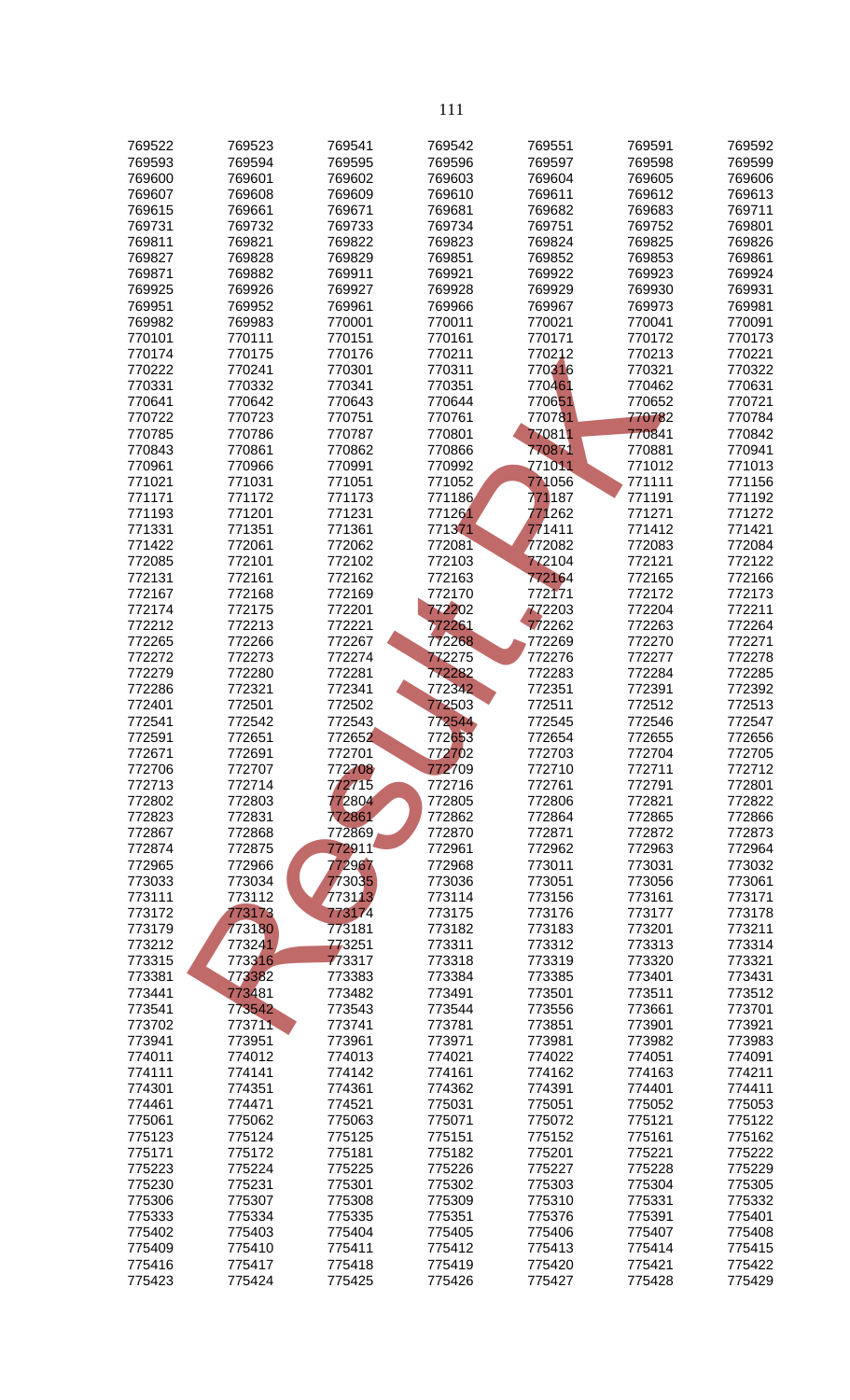| 769522 | 769523 | 769541 | 769542 | 769551 | 769591 | 769592 |
|---|---|---|---|---|---|---|
| 769593 | 769594 | 769595 | 769596 | 769597 | 769598 | 769599 |
| 769600 | 769601 | 769602 | 769603 | 769604 | 769605 | 769606 |
| 769607 | 769608 | 769609 | 769610 | 769611 | 769612 | 769613 |
| 769615 | 769661 | 769671 | 769681 | 769682 | 769683 | 769711 |
| 769731 | 769732 | 769733 | 769734 | 769751 | 769752 | 769801 |
| 769811 | 769821 | 769822 | 769823 | 769824 | 769825 | 769826 |
| 769827 | 769828 | 769829 | 769851 | 769852 | 769853 | 769861 |
| 769871 | 769882 | 769911 | 769921 | 769922 | 769923 | 769924 |
| 769925 | 769926 | 769927 | 769928 | 769929 | 769930 | 769931 |
| 769951 | 769952 | 769961 | 769966 | 769967 | 769973 | 769981 |
| 769982 | 769983 | 770001 | 770011 | 770021 | 770041 | 770091 |
| 770101 | 770111 | 770151 | 770161 | 770171 | 770172 | 770173 |
| 770174 | 770175 | 770176 | 770211 | 770212 | 770213 | 770221 |
| 770222 | 770241 | 770301 | 770311 | 770316 | 770321 | 770322 |
| 770331 | 770332 | 770341 | 770351 | 770461 | 770462 | 770631 |
| 770641 | 770642 | 770643 | 770644 | 770651 | 770652 | 770721 |
| 770722 | 770723 | 770751 | 770761 | 770781 | 770782 | 770784 |
| 770785 | 770786 | 770787 | 770801 | 770811 | 770841 | 770842 |
| 770843 | 770861 | 770862 | 770866 | 770871 | 770881 | 770941 |
| 770961 | 770966 | 770991 | 770992 | 771011 | 771012 | 771013 |
| 771021 | 771031 | 771051 | 771052 | 771056 | 771111 | 771156 |
| 771171 | 771172 | 771173 | 771186 | 771187 | 771191 | 771192 |
| 771193 | 771201 | 771231 | 771261 | 771262 | 771271 | 771272 |
| 771331 | 771351 | 771361 | 771371 | 771411 | 771412 | 771421 |
| 771422 | 772061 | 772062 | 772081 | 772082 | 772083 | 772084 |
| 772085 | 772101 | 772102 | 772103 | 772104 | 772121 | 772122 |
| 772131 | 772161 | 772162 | 772163 | 772164 | 772165 | 772166 |
| 772167 | 772168 | 772169 | 772170 | 772171 | 772172 | 772173 |
| 772174 | 772175 | 772201 | 772202 | 772203 | 772204 | 772211 |
| 772212 | 772213 | 772221 | 772261 | 772262 | 772263 | 772264 |
| 772265 | 772266 | 772267 | 772268 | 772269 | 772270 | 772271 |
| 772272 | 772273 | 772274 | 772275 | 772276 | 772277 | 772278 |
| 772279 | 772280 | 772281 | 772282 | 772283 | 772284 | 772285 |
| 772286 | 772321 | 772341 | 772342 | 772351 | 772391 | 772392 |
| 772401 | 772501 | 772502 | 772503 | 772511 | 772512 | 772513 |
| 772541 | 772542 | 772543 | 772544 | 772545 | 772546 | 772547 |
| 772591 | 772651 | 772652 | 772653 | 772654 | 772655 | 772656 |
| 772671 | 772691 | 772701 | 772702 | 772703 | 772704 | 772705 |
| 772706 | 772707 | 772708 | 772709 | 772710 | 772711 | 772712 |
| 772713 | 772714 | 772715 | 772716 | 772761 | 772791 | 772801 |
| 772802 | 772803 | 772804 | 772805 | 772806 | 772821 | 772822 |
| 772823 | 772831 | 772861 | 772862 | 772864 | 772865 | 772866 |
| 772867 | 772868 | 772869 | 772870 | 772871 | 772872 | 772873 |
| 772874 | 772875 | 772911 | 772961 | 772962 | 772963 | 772964 |
| 772965 | 772966 | 772967 | 772968 | 773011 | 773031 | 773032 |
| 773033 | 773034 | 773035 | 773036 | 773051 | 773056 | 773061 |
| 773111 | 773112 | 773113 | 773114 | 773156 | 773161 | 773171 |
| 773172 | 773173 | 773174 | 773175 | 773176 | 773177 | 773178 |
| 773179 | 773180 | 773181 | 773182 | 773183 | 773201 | 773211 |
| 773212 | 773241 | 773251 | 773311 | 773312 | 773313 | 773314 |
| 773315 | 773316 | 773317 | 773318 | 773319 | 773320 | 773321 |
| 773381 | 773382 | 773383 | 773384 | 773385 | 773401 | 773431 |
| 773441 | 773481 | 773482 | 773491 | 773501 | 773511 | 773512 |
| 773541 | 773542 | 773543 | 773544 | 773556 | 773661 | 773701 |
| 773702 | 773711 | 773741 | 773781 | 773851 | 773901 | 773921 |
| 773941 | 773951 | 773961 | 773971 | 773981 | 773982 | 773983 |
| 774011 | 774012 | 774013 | 774021 | 774022 | 774051 | 774091 |
| 774111 | 774141 | 774142 | 774161 | 774162 | 774163 | 774211 |
| 774301 | 774351 | 774361 | 774362 | 774391 | 774401 | 774411 |
| 774461 | 774471 | 774521 | 775031 | 775051 | 775052 | 775053 |
| 775061 | 775062 | 775063 | 775071 | 775072 | 775121 | 775122 |
| 775123 | 775124 | 775125 | 775151 | 775152 | 775161 | 775162 |
| 775171 | 775172 | 775181 | 775182 | 775201 | 775221 | 775222 |
| 775223 | 775224 | 775225 | 775226 | 775227 | 775228 | 775229 |
| 775230 | 775231 | 775301 | 775302 | 775303 | 775304 | 775305 |
| 775306 | 775307 | 775308 | 775309 | 775310 | 775331 | 775332 |
| 775333 | 775334 | 775335 | 775351 | 775376 | 775391 | 775401 |
| 775402 | 775403 | 775404 | 775405 | 775406 | 775407 | 775408 |
| 775409 | 775410 | 775411 | 775412 | 775413 | 775414 | 775415 |
| 775416 | 775417 | 775418 | 775419 | 775420 | 775421 | 775422 |
| 775423 | 775424 | 775425 | 775426 | 775427 | 775428 | 775429 |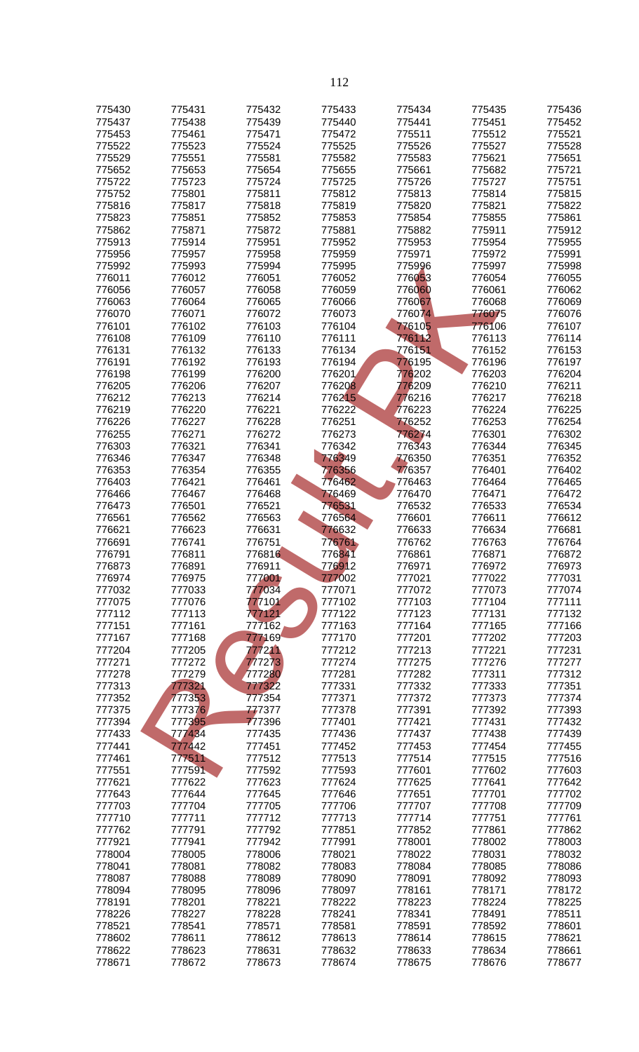| | | | | | | |
|---|---|---|---|---|---|---|
| 775430 | 775431 | 775432 | 775433 | 775434 | 775435 | 775436 |
| 775437 | 775438 | 775439 | 775440 | 775441 | 775451 | 775452 |
| 775453 | 775461 | 775471 | 775472 | 775511 | 775512 | 775521 |
| 775522 | 775523 | 775524 | 775525 | 775526 | 775527 | 775528 |
| 775529 | 775551 | 775581 | 775582 | 775583 | 775621 | 775651 |
| 775652 | 775653 | 775654 | 775655 | 775661 | 775682 | 775721 |
| 775722 | 775723 | 775724 | 775725 | 775726 | 775727 | 775751 |
| 775752 | 775801 | 775811 | 775812 | 775813 | 775814 | 775815 |
| 775816 | 775817 | 775818 | 775819 | 775820 | 775821 | 775822 |
| 775823 | 775851 | 775852 | 775853 | 775854 | 775855 | 775861 |
| 775862 | 775871 | 775872 | 775881 | 775882 | 775911 | 775912 |
| 775913 | 775914 | 775951 | 775952 | 775953 | 775954 | 775955 |
| 775956 | 775957 | 775958 | 775959 | 775971 | 775972 | 775991 |
| 775992 | 775993 | 775994 | 775995 | 775996 | 775997 | 775998 |
| 776011 | 776012 | 776051 | 776052 | 776053 | 776054 | 776055 |
| 776056 | 776057 | 776058 | 776059 | 776060 | 776061 | 776062 |
| 776063 | 776064 | 776065 | 776066 | 776067 | 776068 | 776069 |
| 776070 | 776071 | 776072 | 776073 | 776074 | 776075 | 776076 |
| 776101 | 776102 | 776103 | 776104 | 776105 | 776106 | 776107 |
| 776108 | 776109 | 776110 | 776111 | 776112 | 776113 | 776114 |
| 776131 | 776132 | 776133 | 776134 | 776151 | 776152 | 776153 |
| 776191 | 776192 | 776193 | 776194 | 776195 | 776196 | 776197 |
| 776198 | 776199 | 776200 | 776201 | 776202 | 776203 | 776204 |
| 776205 | 776206 | 776207 | 776208 | 776209 | 776210 | 776211 |
| 776212 | 776213 | 776214 | 776215 | 776216 | 776217 | 776218 |
| 776219 | 776220 | 776221 | 776222 | 776223 | 776224 | 776225 |
| 776226 | 776227 | 776228 | 776251 | 776252 | 776253 | 776254 |
| 776255 | 776271 | 776272 | 776273 | 776274 | 776301 | 776302 |
| 776303 | 776321 | 776341 | 776342 | 776343 | 776344 | 776345 |
| 776346 | 776347 | 776348 | 776349 | 776350 | 776351 | 776352 |
| 776353 | 776354 | 776355 | 776356 | 776357 | 776401 | 776402 |
| 776403 | 776421 | 776461 | 776462 | 776463 | 776464 | 776465 |
| 776466 | 776467 | 776468 | 776469 | 776470 | 776471 | 776472 |
| 776473 | 776501 | 776521 | 776531 | 776532 | 776533 | 776534 |
| 776561 | 776562 | 776563 | 776564 | 776601 | 776611 | 776612 |
| 776621 | 776623 | 776631 | 776632 | 776633 | 776634 | 776681 |
| 776691 | 776741 | 776751 | 776761 | 776762 | 776763 | 776764 |
| 776791 | 776811 | 776816 | 776841 | 776861 | 776871 | 776872 |
| 776873 | 776891 | 776911 | 776912 | 776971 | 776972 | 776973 |
| 776974 | 776975 | 777001 | 777002 | 777021 | 777022 | 777031 |
| 777032 | 777033 | 777034 | 777071 | 777072 | 777073 | 777074 |
| 777075 | 777076 | 777101 | 777102 | 777103 | 777104 | 777111 |
| 777112 | 777113 | 777121 | 777122 | 777123 | 777131 | 777132 |
| 777151 | 777161 | 777162 | 777163 | 777164 | 777165 | 777166 |
| 777167 | 777168 | 777169 | 777170 | 777201 | 777202 | 777203 |
| 777204 | 777205 | 777211 | 777212 | 777213 | 777221 | 777231 |
| 777271 | 777272 | 777273 | 777274 | 777275 | 777276 | 777277 |
| 777278 | 777279 | 777280 | 777281 | 777282 | 777311 | 777312 |
| 777313 | 777321 | 777322 | 777331 | 777332 | 777333 | 777351 |
| 777352 | 777353 | 777354 | 777371 | 777372 | 777373 | 777374 |
| 777375 | 777376 | 777377 | 777378 | 777391 | 777392 | 777393 |
| 777394 | 777395 | 777396 | 777401 | 777421 | 777431 | 777432 |
| 777433 | 777434 | 777435 | 777436 | 777437 | 777438 | 777439 |
| 777441 | 777442 | 777451 | 777452 | 777453 | 777454 | 777455 |
| 777461 | 777511 | 777512 | 777513 | 777514 | 777515 | 777516 |
| 777551 | 777591 | 777592 | 777593 | 777601 | 777602 | 777603 |
| 777621 | 777622 | 777623 | 777624 | 777625 | 777641 | 777642 |
| 777643 | 777644 | 777645 | 777646 | 777651 | 777701 | 777702 |
| 777703 | 777704 | 777705 | 777706 | 777707 | 777708 | 777709 |
| 777710 | 777711 | 777712 | 777713 | 777714 | 777751 | 777761 |
| 777762 | 777791 | 777792 | 777851 | 777852 | 777861 | 777862 |
| 777921 | 777941 | 777942 | 777991 | 778001 | 778002 | 778003 |
| 778004 | 778005 | 778006 | 778021 | 778022 | 778031 | 778032 |
| 778041 | 778081 | 778082 | 778083 | 778084 | 778085 | 778086 |
| 778087 | 778088 | 778089 | 778090 | 778091 | 778092 | 778093 |
| 778094 | 778095 | 778096 | 778097 | 778161 | 778171 | 778172 |
| 778191 | 778201 | 778221 | 778222 | 778223 | 778224 | 778225 |
| 778226 | 778227 | 778228 | 778241 | 778341 | 778491 | 778511 |
| 778521 | 778541 | 778571 | 778581 | 778591 | 778592 | 778601 |
| 778602 | 778611 | 778612 | 778613 | 778614 | 778615 | 778621 |
| 778622 | 778623 | 778631 | 778632 | 778633 | 778634 | 778661 |
| 778671 | 778672 | 778673 | 778674 | 778675 | 778676 | 778677 |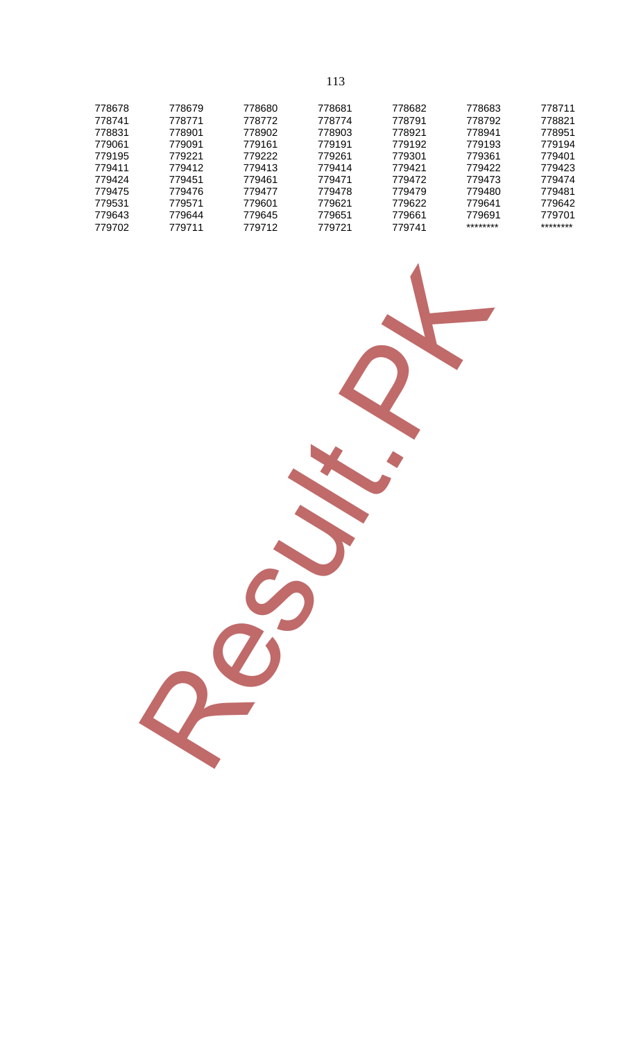| | | | | | | |
|---|---|---|---|---|---|---|
| 778678 | 778679 | 778680 | 778681 | 778682 | 778683 | 778711 |
| 778741 | 778771 | 778772 | 778774 | 778791 | 778792 | 778821 |
| 778831 | 778901 | 778902 | 778903 | 778921 | 778941 | 778951 |
| 779061 | 779091 | 779161 | 779191 | 779192 | 779193 | 779194 |
| 779195 | 779221 | 779222 | 779261 | 779301 | 779361 | 779401 |
| 779411 | 779412 | 779413 | 779414 | 779421 | 779422 | 779423 |
| 779424 | 779451 | 779461 | 779471 | 779472 | 779473 | 779474 |
| 779475 | 779476 | 779477 | 779478 | 779479 | 779480 | 779481 |
| 779531 | 779571 | 779601 | 779621 | 779622 | 779641 | 779642 |
| 779643 | 779644 | 779645 | 779651 | 779661 | 779691 | 779701 |
| 779702 | 779711 | 779712 | 779721 | 779741 | ******** | ******** |